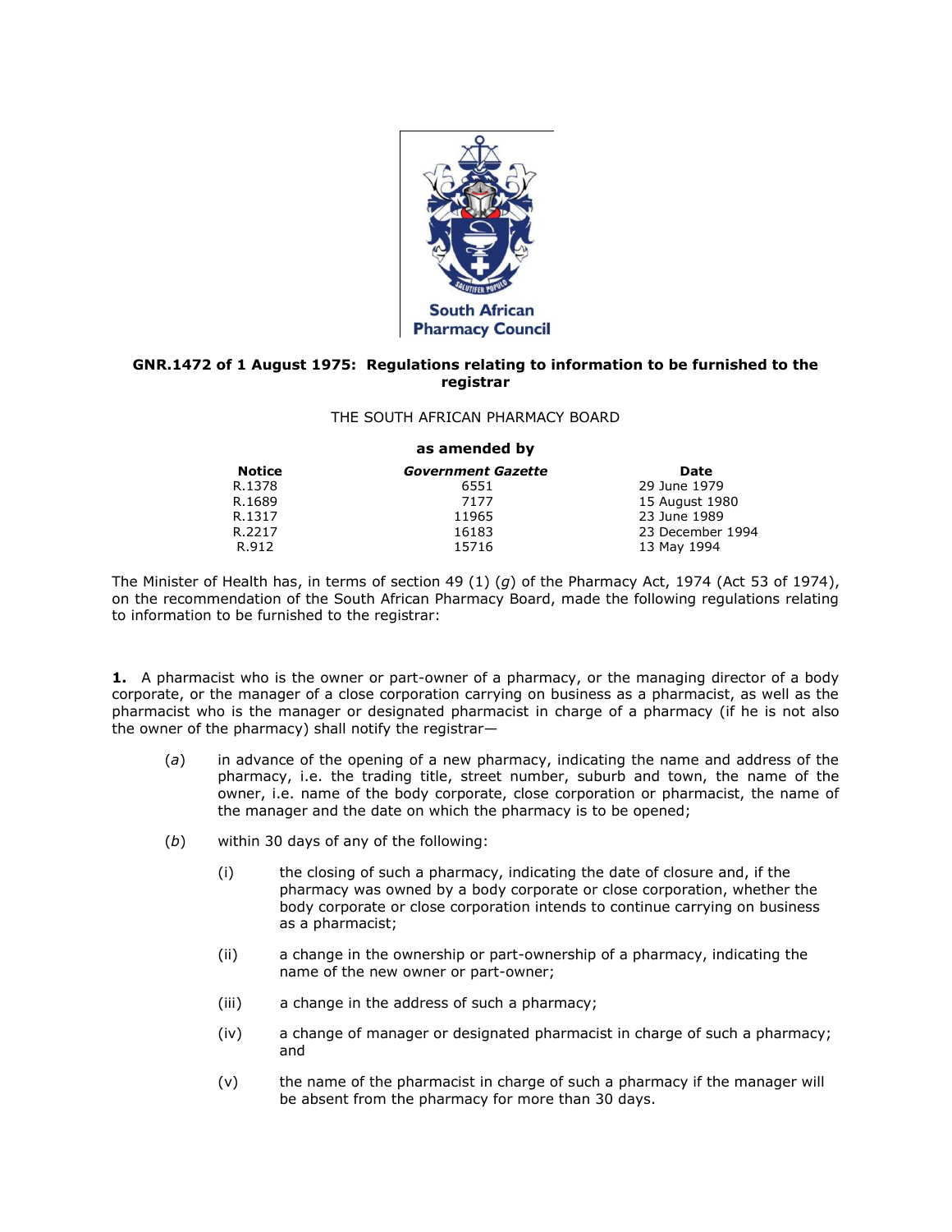South African Pharmacy Council

## GNR.1472 of 1 August 1975: Regulations relating to information to be furnished to the registrar

THE SOUTH AFRICAN PHARMACY BOARD

**as amended by**

| **Notice** | ***Government Gazette*** | **Date** |
|---|---|---|
| R.1378 | 6551 | 29 June 1979 |
| R.1689 | 7177 | 15 August 1980 |
| R.1317 | 11965 | 23 June 1989 |
| R.2217 | 16183 | 23 December 1994 |
| R.912 | 15716 | 13 May 1994 |

The Minister of Health has, in terms of section 49 (1) (*g*) of the Pharmacy Act, 1974 (Act 53 of 1974), on the recommendation of the South African Pharmacy Board, made the following regulations relating to information to be furnished to the registrar:

**1.** A pharmacist who is the owner or part-owner of a pharmacy, or the managing director of a body corporate, or the manager of a close corporation carrying on business as a pharmacist, as well as the pharmacist who is the manager or designated pharmacist in charge of a pharmacy (if he is not also the owner of the pharmacy) shall notify the registrar—

(*a*) in advance of the opening of a new pharmacy, indicating the name and address of the pharmacy, i.e. the trading title, street number, suburb and town, the name of the owner, i.e. name of the body corporate, close corporation or pharmacist, the name of the manager and the date on which the pharmacy is to be opened;

(*b*) within 30 days of any of the following:

(i) the closing of such a pharmacy, indicating the date of closure and, if the pharmacy was owned by a body corporate or close corporation, whether the body corporate or close corporation intends to continue carrying on business as a pharmacist;

(ii) a change in the ownership or part-ownership of a pharmacy, indicating the name of the new owner or part-owner;

(iii) a change in the address of such a pharmacy;

(iv) a change of manager or designated pharmacist in charge of such a pharmacy; and

(v) the name of the pharmacist in charge of such a pharmacy if the manager will be absent from the pharmacy for more than 30 days.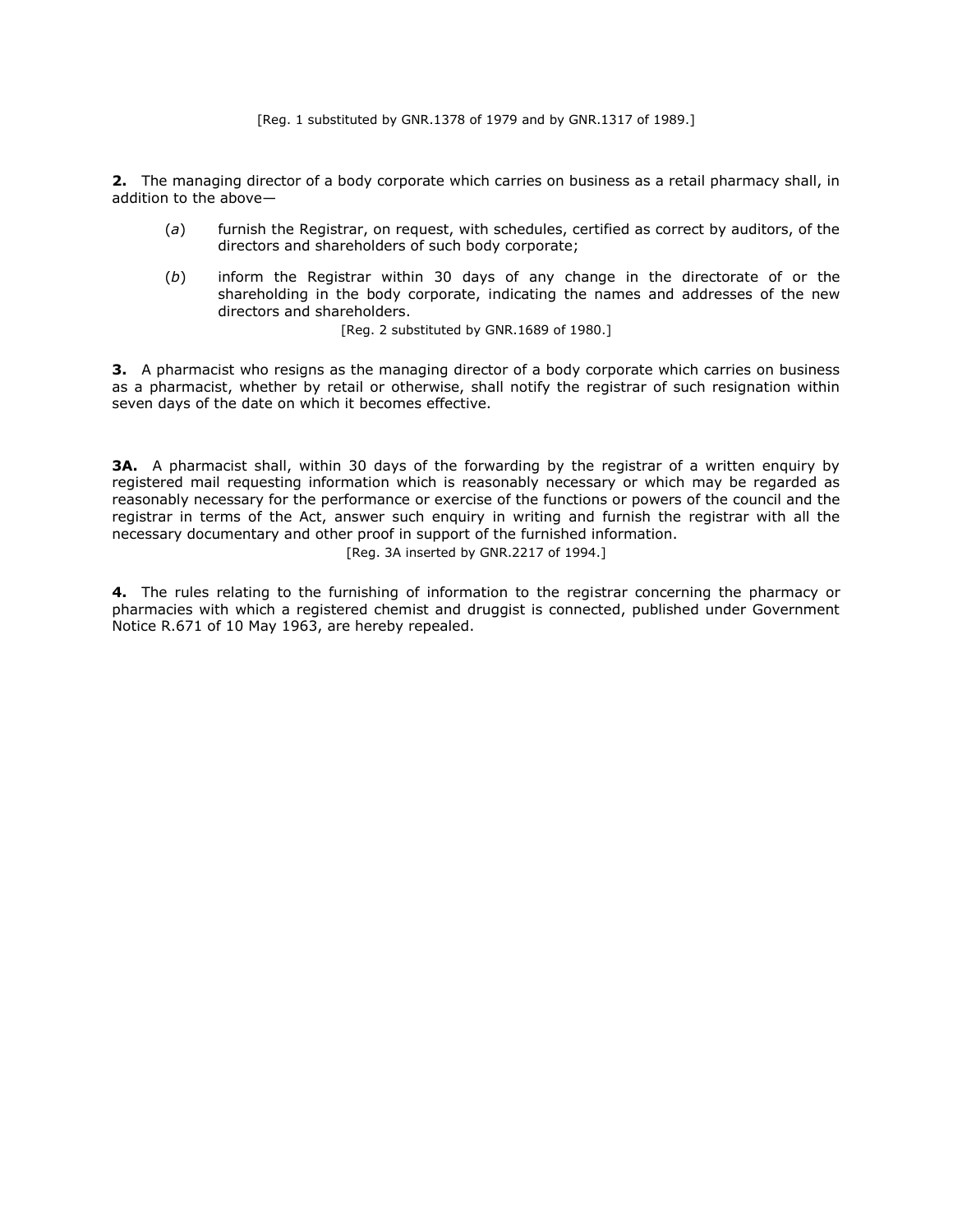[Reg. 1 substituted by GNR.1378 of 1979 and by GNR.1317 of 1989.]

**2.** The managing director of a body corporate which carries on business as a retail pharmacy shall, in addition to the above—

(*a*) furnish the Registrar, on request, with schedules, certified as correct by auditors, of the directors and shareholders of such body corporate;

(*b*) inform the Registrar within 30 days of any change in the directorate of or the shareholding in the body corporate, indicating the names and addresses of the new directors and shareholders.

[Reg. 2 substituted by GNR.1689 of 1980.]

**3.** A pharmacist who resigns as the managing director of a body corporate which carries on business as a pharmacist, whether by retail or otherwise, shall notify the registrar of such resignation within seven days of the date on which it becomes effective.

**3A.** A pharmacist shall, within 30 days of the forwarding by the registrar of a written enquiry by registered mail requesting information which is reasonably necessary or which may be regarded as reasonably necessary for the performance or exercise of the functions or powers of the council and the registrar in terms of the Act, answer such enquiry in writing and furnish the registrar with all the necessary documentary and other proof in support of the furnished information.

[Reg. 3A inserted by GNR.2217 of 1994.]

**4.** The rules relating to the furnishing of information to the registrar concerning the pharmacy or pharmacies with which a registered chemist and druggist is connected, published under Government Notice R.671 of 10 May 1963, are hereby repealed.